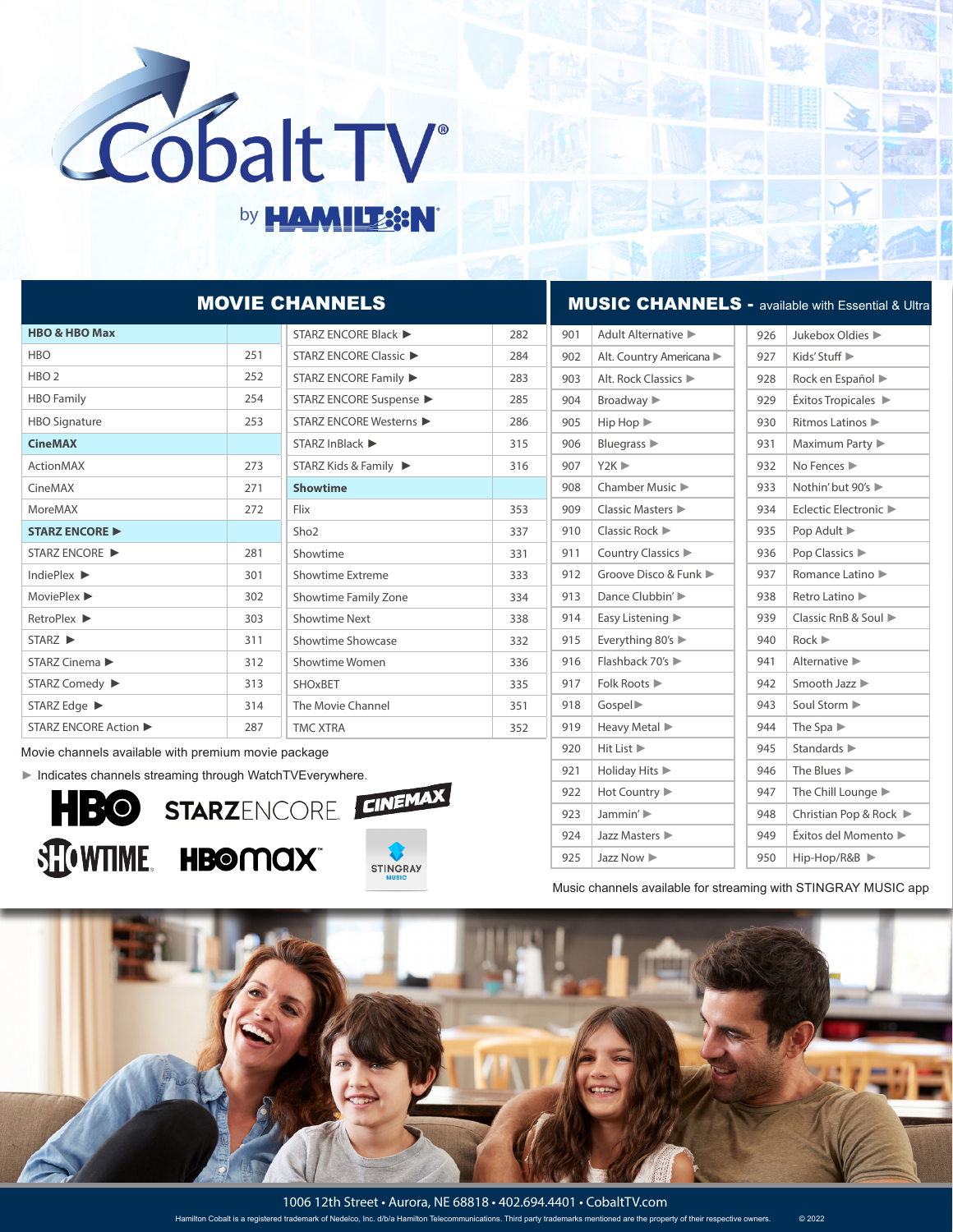# CobaltTV®

by HAMILTON

## MOVIE CHANNELS

| Channel | # |
|---|---|
| **HBO & HBO Max** | |
| HBO | 251 |
| HBO 2 | 252 |
| HBO Family | 254 |
| HBO Signature | 253 |
| **CineMAX** | |
| ActionMAX | 273 |
| CineMAX | 271 |
| MoreMAX | 272 |
| **STARZ ENCORE ▶** | |
| STARZ ENCORE ▶ | 281 |
| IndiePlex ▶ | 301 |
| MoviePlex ▶ | 302 |
| RetroPlex ▶ | 303 |
| STARZ ▶ | 311 |
| STARZ Cinema ▶ | 312 |
| STARZ Comedy ▶ | 313 |
| STARZ Edge ▶ | 314 |
| STARZ ENCORE Action ▶ | 287 |
| STARZ ENCORE Black ▶ | 282 |
| STARZ ENCORE Classic ▶ | 284 |
| STARZ ENCORE Family ▶ | 283 |
| STARZ ENCORE Suspense ▶ | 285 |
| STARZ ENCORE Westerns ▶ | 286 |
| STARZ InBlack ▶ | 315 |
| STARZ Kids & Family ▶ | 316 |
| **Showtime** | |
| Flix | 353 |
| Sho2 | 337 |
| Showtime | 331 |
| Showtime Extreme | 333 |
| Showtime Family Zone | 334 |
| Showtime Next | 338 |
| Showtime Showcase | 332 |
| Showtime Women | 336 |
| SHOxBET | 335 |
| The Movie Channel | 351 |
| TMC XTRA | 352 |

Movie channels available with premium movie package

▶ Indicates channels streaming through WatchTVEverywhere.

## MUSIC CHANNELS - available with Essential & Ultra

| # | Channel |
|---|---|
| 901 | Adult Alternative ▶ |
| 902 | Alt. Country Americana ▶ |
| 903 | Alt. Rock Classics ▶ |
| 904 | Broadway ▶ |
| 905 | Hip Hop ▶ |
| 906 | Bluegrass ▶ |
| 907 | Y2K ▶ |
| 908 | Chamber Music ▶ |
| 909 | Classic Masters ▶ |
| 910 | Classic Rock ▶ |
| 911 | Country Classics ▶ |
| 912 | Groove Disco & Funk ▶ |
| 913 | Dance Clubbin' ▶ |
| 914 | Easy Listening ▶ |
| 915 | Everything 80's ▶ |
| 916 | Flashback 70's ▶ |
| 917 | Folk Roots ▶ |
| 918 | Gospel ▶ |
| 919 | Heavy Metal ▶ |
| 920 | Hit List ▶ |
| 921 | Holiday Hits ▶ |
| 922 | Hot Country ▶ |
| 923 | Jammin' ▶ |
| 924 | Jazz Masters ▶ |
| 925 | Jazz Now ▶ |
| 926 | Jukebox Oldies ▶ |
| 927 | Kids' Stuff ▶ |
| 928 | Rock en Español ▶ |
| 929 | Éxitos Tropicales ▶ |
| 930 | Ritmos Latinos ▶ |
| 931 | Maximum Party ▶ |
| 932 | No Fences ▶ |
| 933 | Nothin' but 90's ▶ |
| 934 | Eclectic Electronic ▶ |
| 935 | Pop Adult ▶ |
| 936 | Pop Classics ▶ |
| 937 | Romance Latino ▶ |
| 938 | Retro Latino ▶ |
| 939 | Classic RnB & Soul ▶ |
| 940 | Rock ▶ |
| 941 | Alternative ▶ |
| 942 | Smooth Jazz ▶ |
| 943 | Soul Storm ▶ |
| 944 | The Spa ▶ |
| 945 | Standards ▶ |
| 946 | The Blues ▶ |
| 947 | The Chill Lounge ▶ |
| 948 | Christian Pop & Rock ▶ |
| 949 | Éxitos del Momento ▶ |
| 950 | Hip-Hop/R&B ▶ |

Music channels available for streaming with STINGRAY MUSIC app

1006 12th Street • Aurora, NE 68818 • 402.694.4401 • CobaltTV.com

Hamilton Cobalt is a registered trademark of Nedelco, Inc. d/b/a Hamilton Telecommunications. Third party trademarks mentioned are the property of their respective owners. © 2022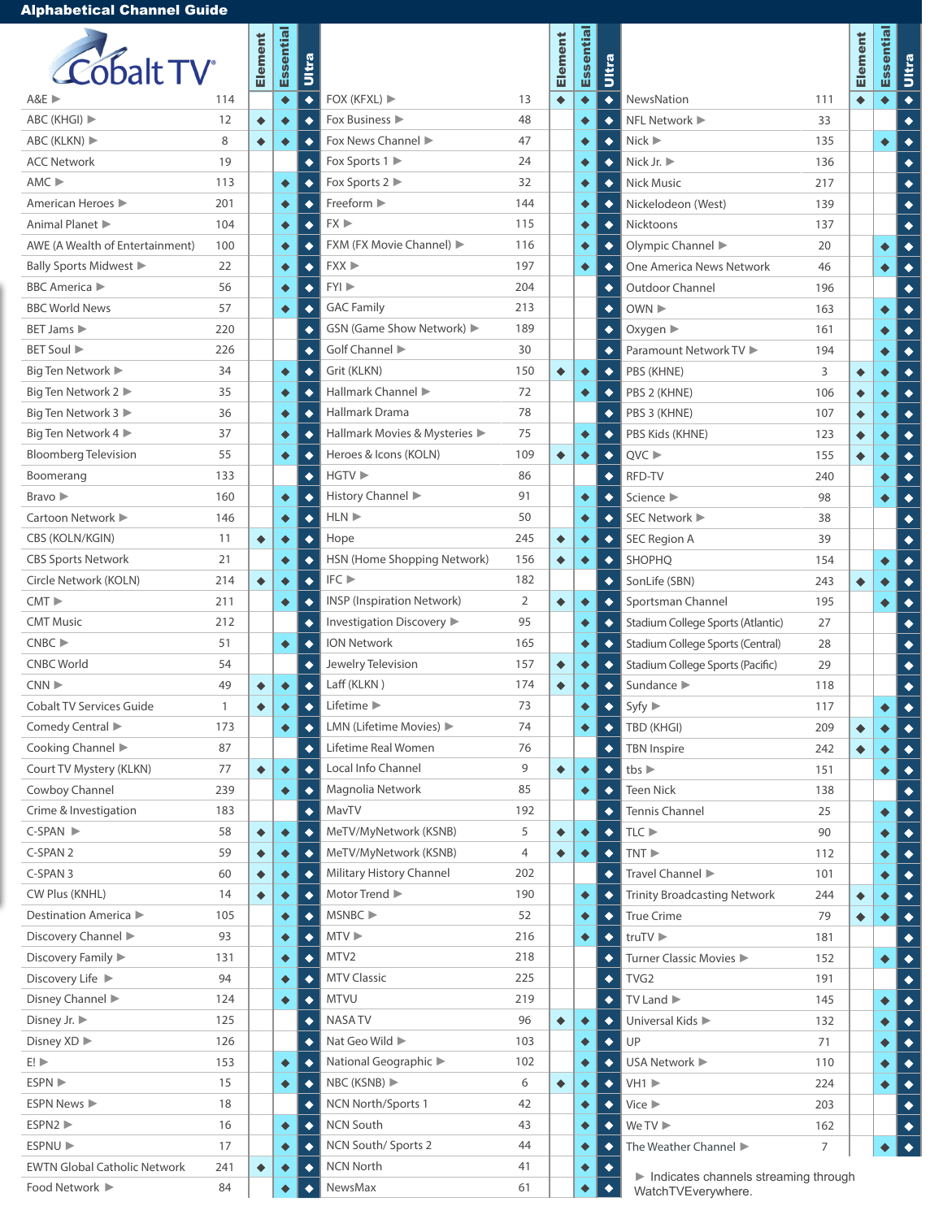## Alphabetical Channel Guide

**Cobalt TV®**

| Channel | No. | Element | Essential | Ultra |
|---|---|---|---|---|
| A&E ▶ | 114 | | ◆ | ◆ |
| ABC (KHGI) ▶ | 12 | ◆ | ◆ | ◆ |
| ABC (KLKN) ▶ | 8 | ◆ | ◆ | ◆ |
| ACC Network | 19 | | | ◆ |
| AMC ▶ | 113 | | ◆ | ◆ |
| American Heroes ▶ | 201 | | ◆ | ◆ |
| Animal Planet ▶ | 104 | | ◆ | ◆ |
| AWE (A Wealth of Entertainment) | 100 | | ◆ | ◆ |
| Bally Sports Midwest ▶ | 22 | | ◆ | ◆ |
| BBC America ▶ | 56 | | ◆ | ◆ |
| BBC World News | 57 | | ◆ | ◆ |
| BET Jams ▶ | 220 | | | ◆ |
| BET Soul ▶ | 226 | | | ◆ |
| Big Ten Network ▶ | 34 | | ◆ | ◆ |
| Big Ten Network 2 ▶ | 35 | | ◆ | ◆ |
| Big Ten Network 3 ▶ | 36 | | ◆ | ◆ |
| Big Ten Network 4 ▶ | 37 | | ◆ | ◆ |
| Bloomberg Television | 55 | | ◆ | ◆ |
| Boomerang | 133 | | | ◆ |
| Bravo ▶ | 160 | | ◆ | ◆ |
| Cartoon Network ▶ | 146 | | ◆ | ◆ |
| CBS (KOLN/KGIN) | 11 | ◆ | ◆ | ◆ |
| CBS Sports Network | 21 | | ◆ | ◆ |
| Circle Network (KOLN) | 214 | ◆ | ◆ | ◆ |
| CMT ▶ | 211 | | ◆ | ◆ |
| CMT Music | 212 | | | ◆ |
| CNBC ▶ | 51 | | ◆ | ◆ |
| CNBC World | 54 | | | ◆ |
| CNN ▶ | 49 | ◆ | ◆ | ◆ |
| Cobalt TV Services Guide | 1 | ◆ | ◆ | ◆ |
| Comedy Central ▶ | 173 | | ◆ | ◆ |
| Cooking Channel ▶ | 87 | | | ◆ |
| Court TV Mystery (KLKN) | 77 | ◆ | ◆ | ◆ |
| Cowboy Channel | 239 | | ◆ | ◆ |
| Crime & Investigation | 183 | | | ◆ |
| C-SPAN ▶ | 58 | ◆ | ◆ | ◆ |
| C-SPAN 2 ▶ | 59 | ◆ | ◆ | ◆ |
| C-SPAN 3 ▶ | 60 | ◆ | ◆ | ◆ |
| CW Plus (KNHL) | 14 | ◆ | ◆ | ◆ |
| Destination America ▶ | 105 | | ◆ | ◆ |
| Discovery Channel ▶ | 93 | | ◆ | ◆ |
| Discovery Family ▶ | 131 | | ◆ | ◆ |
| Discovery Life ▶ | 94 | | ◆ | ◆ |
| Disney Channel ▶ | 124 | | ◆ | ◆ |
| Disney Jr. ▶ | 125 | | | ◆ |
| Disney XD ▶ | 126 | | | ◆ |
| E! ▶ | 153 | | ◆ | ◆ |
| ESPN ▶ | 15 | | ◆ | ◆ |
| ESPN News ▶ | 18 | | | ◆ |
| ESPN2 ▶ | 16 | | ◆ | ◆ |
| ESPNU ▶ | 17 | | ◆ | ◆ |
| EWTN Global Catholic Network | 241 | ◆ | ◆ | ◆ |
| Food Network ▶ | 84 | | ◆ | ◆ |

| Channel | No. | Element | Essential | Ultra |
|---|---|---|---|---|
| FOX (KFXL) ▶ | 13 | ◆ | ◆ | ◆ |
| Fox Business ▶ | 48 | | ◆ | ◆ |
| Fox News Channel ▶ | 47 | | ◆ | ◆ |
| Fox Sports 1 ▶ | 24 | | ◆ | ◆ |
| Fox Sports 2 ▶ | 32 | | ◆ | ◆ |
| Freeform ▶ | 144 | | ◆ | ◆ |
| FX ▶ | 115 | | ◆ | ◆ |
| FXM (FX Movie Channel) ▶ | 116 | | ◆ | ◆ |
| FXX ▶ | 197 | | ◆ | ◆ |
| FYI ▶ | 204 | | | ◆ |
| GAC Family | 213 | | | ◆ |
| GSN (Game Show Network) ▶ | 189 | | | ◆ |
| Golf Channel ▶ | 30 | | | ◆ |
| Grit (KLKN) | 150 | ◆ | ◆ | ◆ |
| Hallmark Channel ▶ | 72 | | ◆ | ◆ |
| Hallmark Drama | 78 | | | ◆ |
| Hallmark Movies & Mysteries ▶ | 75 | | ◆ | ◆ |
| Heroes & Icons (KOLN) | 109 | ◆ | ◆ | ◆ |
| HGTV ▶ | 86 | | | ◆ |
| History Channel ▶ | 91 | | ◆ | ◆ |
| HLN ▶ | 50 | | ◆ | ◆ |
| Hope | 245 | ◆ | ◆ | ◆ |
| HSN (Home Shopping Network) | 156 | ◆ | ◆ | ◆ |
| IFC ▶ | 182 | | | ◆ |
| INSP (Inspiration Network) | 2 | ◆ | ◆ | ◆ |
| Investigation Discovery ▶ | 95 | | ◆ | ◆ |
| ION Network | 165 | | ◆ | ◆ |
| Jewelry Television | 157 | ◆ | ◆ | ◆ |
| Laff (KLKN ) | 174 | ◆ | ◆ | ◆ |
| Lifetime ▶ | 73 | | ◆ | ◆ |
| LMN (Lifetime Movies) ▶ | 74 | | ◆ | ◆ |
| Lifetime Real Women | 76 | | | ◆ |
| Local Info Channel | 9 | ◆ | ◆ | ◆ |
| Magnolia Network | 85 | | ◆ | ◆ |
| MavTV | 192 | | | ◆ |
| MeTV/MyNetwork (KSNB) | 5 | ◆ | ◆ | ◆ |
| MeTV/MyNetwork (KSNB) | 4 | ◆ | ◆ | ◆ |
| Military History Channel | 202 | | | ◆ |
| Motor Trend ▶ | 190 | | ◆ | ◆ |
| MSNBC ▶ | 52 | | ◆ | ◆ |
| MTV ▶ | 216 | | ◆ | ◆ |
| MTV2 | 218 | | | ◆ |
| MTV Classic | 225 | | | ◆ |
| MTVU | 219 | | | ◆ |
| NASA TV | 96 | ◆ | ◆ | ◆ |
| Nat Geo Wild ▶ | 103 | | ◆ | ◆ |
| National Geographic ▶ | 102 | | ◆ | ◆ |
| NBC (KSNB) ▶ | 6 | ◆ | ◆ | ◆ |
| NCN North/Sports 1 | 42 | | ◆ | ◆ |
| NCN South | 43 | | ◆ | ◆ |
| NCN South/ Sports 2 | 44 | | ◆ | ◆ |
| NCN North | 41 | | ◆ | ◆ |
| NewsMax | 61 | | ◆ | ◆ |

| Channel | No. | Element | Essential | Ultra |
|---|---|---|---|---|
| NewsNation | 111 | ◆ | ◆ | ◆ |
| NFL Network ▶ | 33 | | | ◆ |
| Nick ▶ | 135 | | ◆ | ◆ |
| Nick Jr. ▶ | 136 | | | ◆ |
| Nick Music | 217 | | | ◆ |
| Nickelodeon (West) | 139 | | | ◆ |
| Nicktoons | 137 | | | ◆ |
| Olympic Channel ▶ | 20 | | ◆ | ◆ |
| One America News Network | 46 | | ◆ | ◆ |
| Outdoor Channel | 196 | | | ◆ |
| OWN ▶ | 163 | | ◆ | ◆ |
| Oxygen ▶ | 161 | | ◆ | ◆ |
| Paramount Network TV ▶ | 194 | | ◆ | ◆ |
| PBS (KHNE) | 3 | ◆ | ◆ | ◆ |
| PBS 2 (KHNE) | 106 | ◆ | ◆ | ◆ |
| PBS 3 (KHNE) | 107 | ◆ | ◆ | ◆ |
| PBS Kids (KHNE) | 123 | ◆ | ◆ | ◆ |
| QVC ▶ | 155 | ◆ | ◆ | ◆ |
| RFD-TV | 240 | | ◆ | ◆ |
| Science ▶ | 98 | | ◆ | ◆ |
| SEC Network ▶ | 38 | | | ◆ |
| SEC Region A | 39 | | | ◆ |
| SHOPHQ | 154 | | ◆ | ◆ |
| SonLife (SBN) | 243 | ◆ | ◆ | ◆ |
| Sportsman Channel | 195 | | ◆ | ◆ |
| Stadium College Sports (Atlantic) | 27 | | | ◆ |
| Stadium College Sports (Central) | 28 | | | ◆ |
| Stadium College Sports (Pacific) | 29 | | | ◆ |
| Sundance ▶ | 118 | | | ◆ |
| Syfy ▶ | 117 | | ◆ | ◆ |
| TBD (KHGI) | 209 | ◆ | ◆ | ◆ |
| TBN Inspire | 242 | ◆ | ◆ | ◆ |
| tbs ▶ | 151 | | ◆ | ◆ |
| Teen Nick | 138 | | | ◆ |
| Tennis Channel | 25 | | ◆ | ◆ |
| TLC ▶ | 90 | | ◆ | ◆ |
| TNT ▶ | 112 | | ◆ | ◆ |
| Travel Channel ▶ | 101 | | ◆ | ◆ |
| Trinity Broadcasting Network | 244 | ◆ | ◆ | ◆ |
| True Crime | 79 | ◆ | ◆ | ◆ |
| truTV ▶ | 181 | | | ◆ |
| Turner Classic Movies ▶ | 152 | | ◆ | ◆ |
| TVG2 | 191 | | | ◆ |
| TV Land ▶ | 145 | | ◆ | ◆ |
| Universal Kids ▶ | 132 | | ◆ | ◆ |
| UP | 71 | | ◆ | ◆ |
| USA Network ▶ | 110 | | ◆ | ◆ |
| VH1 ▶ | 224 | | ◆ | ◆ |
| Vice ▶ | 203 | | | ◆ |
| We TV ▶ | 162 | | | ◆ |
| The Weather Channel ▶ | 7 | | ◆ | ◆ |

▶ Indicates channels streaming through WatchTVEverywhere.